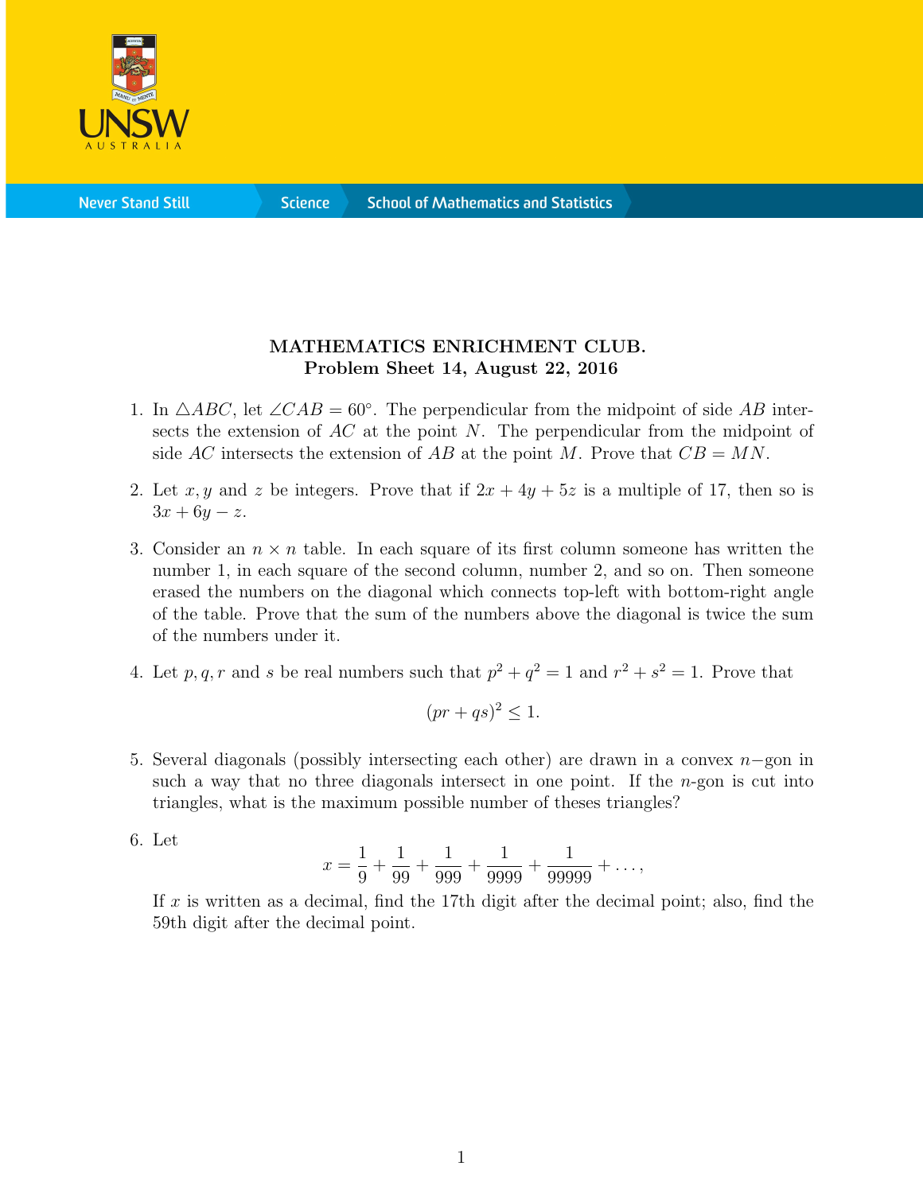**MATHEMATICS ENRICHMENT CLUB.**
**Problem Sheet 14, August 22, 2016**

1. In $\triangle ABC$, let $\angle CAB = 60°$. The perpendicular from the midpoint of side $AB$ intersects the extension of $AC$ at the point $N$. The perpendicular from the midpoint of side $AC$ intersects the extension of $AB$ at the point $M$. Prove that $CB = MN$.

2. Let $x, y$ and $z$ be integers. Prove that if $2x + 4y + 5z$ is a multiple of 17, then so is $3x + 6y - z$.

3. Consider an $n \times n$ table. In each square of its first column someone has written the number 1, in each square of the second column, number 2, and so on. Then someone erased the numbers on the diagonal which connects top-left with bottom-right angle of the table. Prove that the sum of the numbers above the diagonal is twice the sum of the numbers under it.

4. Let $p, q, r$ and $s$ be real numbers such that $p^2 + q^2 = 1$ and $r^2 + s^2 = 1$. Prove that
$$(pr + qs)^2 \leq 1.$$

5. Several diagonals (possibly intersecting each other) are drawn in a convex $n-$gon in such a way that no three diagonals intersect in one point. If the $n$-gon is cut into triangles, what is the maximum possible number of theses triangles?

6. Let
$$x = \frac{1}{9} + \frac{1}{99} + \frac{1}{999} + \frac{1}{9999} + \frac{1}{99999} + \dots,$$
If $x$ is written as a decimal, find the 17th digit after the decimal point; also, find the 59th digit after the decimal point.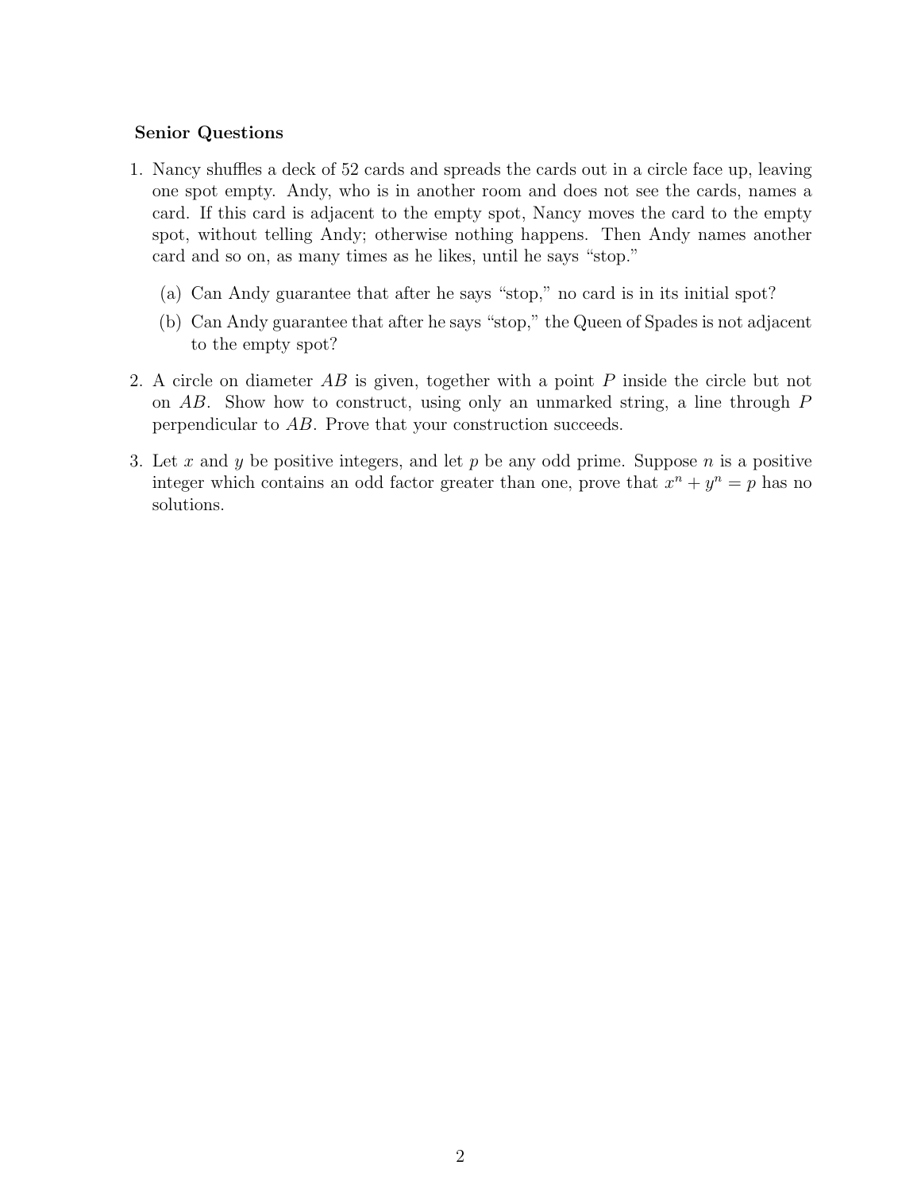**Senior Questions**

1. Nancy shuffles a deck of 52 cards and spreads the cards out in a circle face up, leaving one spot empty. Andy, who is in another room and does not see the cards, names a card. If this card is adjacent to the empty spot, Nancy moves the card to the empty spot, without telling Andy; otherwise nothing happens. Then Andy names another card and so on, as many times as he likes, until he says "stop."

   (a) Can Andy guarantee that after he says "stop," no card is in its initial spot?

   (b) Can Andy guarantee that after he says "stop," the Queen of Spades is not adjacent to the empty spot?

2. A circle on diameter $AB$ is given, together with a point $P$ inside the circle but not on $AB$. Show how to construct, using only an unmarked string, a line through $P$ perpendicular to $AB$. Prove that your construction succeeds.

3. Let $x$ and $y$ be positive integers, and let $p$ be any odd prime. Suppose $n$ is a positive integer which contains an odd factor greater than one, prove that $x^n + y^n = p$ has no solutions.